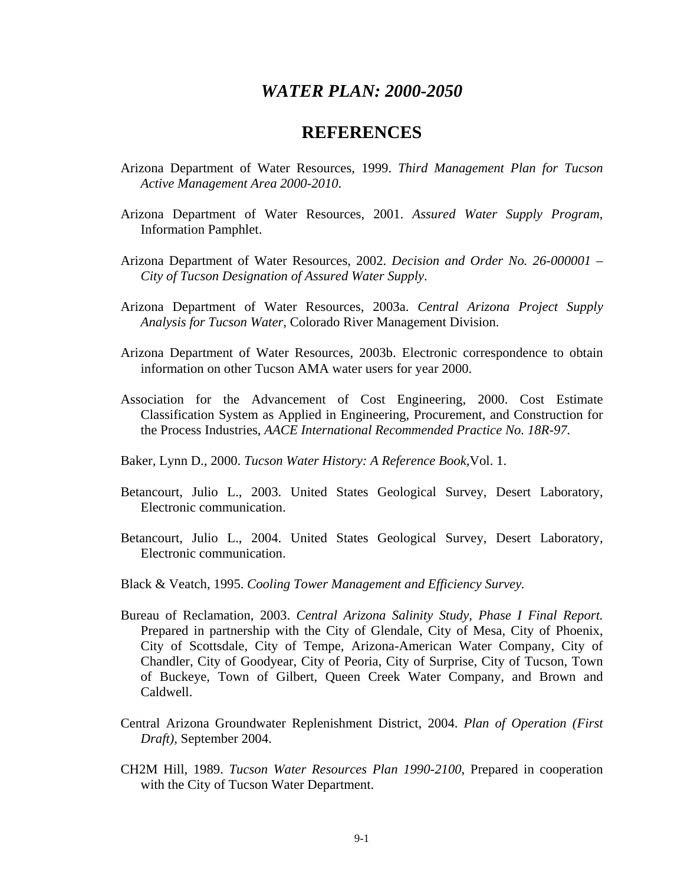# *WATER PLAN: 2000-2050*

## REFERENCES

Arizona Department of Water Resources, 1999. *Third Management Plan for Tucson Active Management Area 2000-2010*.

Arizona Department of Water Resources, 2001. *Assured Water Supply Program*, Information Pamphlet.

Arizona Department of Water Resources, 2002. *Decision and Order No. 26-000001 – City of Tucson Designation of Assured Water Supply*.

Arizona Department of Water Resources, 2003a. *Central Arizona Project Supply Analysis for Tucson Water*, Colorado River Management Division.

Arizona Department of Water Resources, 2003b. Electronic correspondence to obtain information on other Tucson AMA water users for year 2000.

Association for the Advancement of Cost Engineering, 2000. Cost Estimate Classification System as Applied in Engineering, Procurement, and Construction for the Process Industries, *AACE International Recommended Practice No. 18R-97*.

Baker, Lynn D., 2000. *Tucson Water History: A Reference Book,*Vol. 1.

Betancourt, Julio L., 2003. United States Geological Survey, Desert Laboratory, Electronic communication.

Betancourt, Julio L., 2004. United States Geological Survey, Desert Laboratory, Electronic communication.

Black & Veatch, 1995. *Cooling Tower Management and Efficiency Survey.*

Bureau of Reclamation, 2003. *Central Arizona Salinity Study, Phase I Final Report.* Prepared in partnership with the City of Glendale, City of Mesa, City of Phoenix, City of Scottsdale, City of Tempe, Arizona-American Water Company, City of Chandler, City of Goodyear, City of Peoria, City of Surprise, City of Tucson, Town of Buckeye, Town of Gilbert, Queen Creek Water Company, and Brown and Caldwell.

Central Arizona Groundwater Replenishment District, 2004. *Plan of Operation (First Draft),* September 2004.

CH2M Hill, 1989. *Tucson Water Resources Plan 1990-2100*, Prepared in cooperation with the City of Tucson Water Department.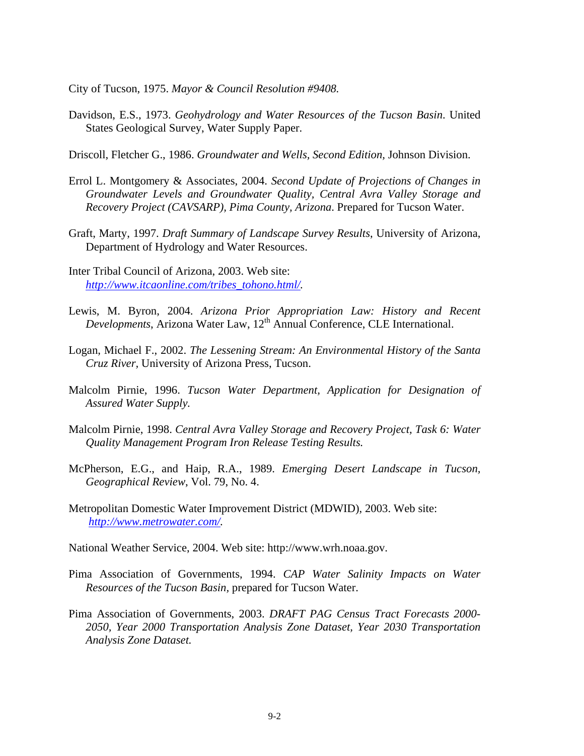City of Tucson, 1975. *Mayor & Council Resolution #9408.*

Davidson, E.S., 1973. *Geohydrology and Water Resources of the Tucson Basin*. United States Geological Survey, Water Supply Paper.

Driscoll, Fletcher G., 1986. *Groundwater and Wells, Second Edition,* Johnson Division.

Errol L. Montgomery & Associates, 2004. *Second Update of Projections of Changes in Groundwater Levels and Groundwater Quality, Central Avra Valley Storage and Recovery Project (CAVSARP), Pima County, Arizona*. Prepared for Tucson Water.

Graft, Marty, 1997. *Draft Summary of Landscape Survey Results*, University of Arizona, Department of Hydrology and Water Resources.

Inter Tribal Council of Arizona, 2003. Web site: *http://www.itcaonline.com/tribes_tohono.html/.*

Lewis, M. Byron, 2004. *Arizona Prior Appropriation Law: History and Recent Developments*, Arizona Water Law, 12th Annual Conference, CLE International.

Logan, Michael F., 2002. *The Lessening Stream: An Environmental History of the Santa Cruz River,* University of Arizona Press, Tucson.

Malcolm Pirnie, 1996. *Tucson Water Department, Application for Designation of Assured Water Supply.*

Malcolm Pirnie, 1998. *Central Avra Valley Storage and Recovery Project, Task 6: Water Quality Management Program Iron Release Testing Results.*

McPherson, E.G., and Haip, R.A., 1989. *Emerging Desert Landscape in Tucson, Geographical Review*, Vol. 79, No. 4.

Metropolitan Domestic Water Improvement District (MDWID), 2003. Web site: *http://www.metrowater.com/.*

National Weather Service, 2004. Web site: http://www.wrh.noaa.gov.

Pima Association of Governments, 1994. *CAP Water Salinity Impacts on Water Resources of the Tucson Basin,* prepared for Tucson Water.

Pima Association of Governments, 2003. *DRAFT PAG Census Tract Forecasts 2000-2050, Year 2000 Transportation Analysis Zone Dataset, Year 2030 Transportation Analysis Zone Dataset.*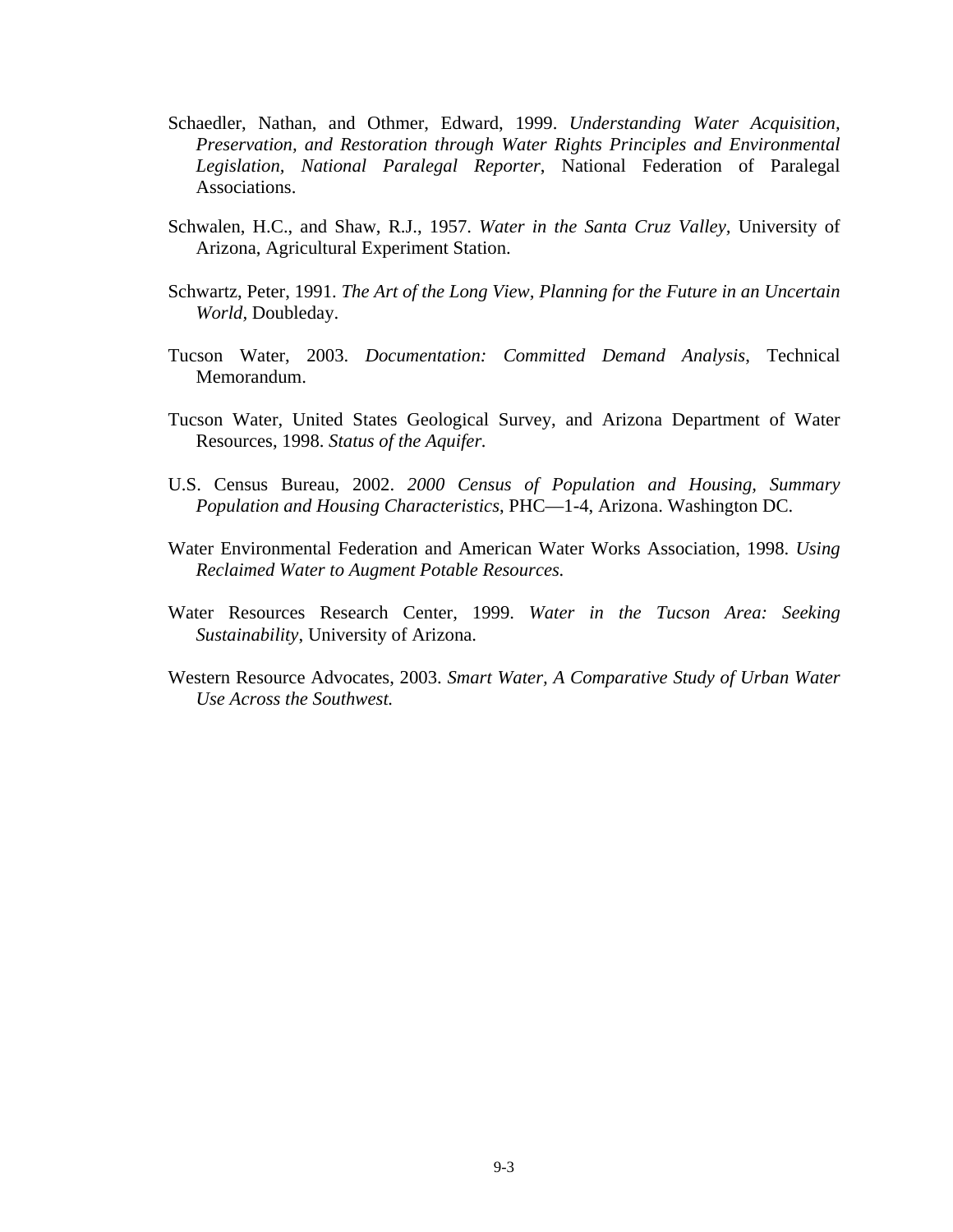Schaedler, Nathan, and Othmer, Edward, 1999. *Understanding Water Acquisition, Preservation, and Restoration through Water Rights Principles and Environmental Legislation, National Paralegal Reporter*, National Federation of Paralegal Associations.

Schwalen, H.C., and Shaw, R.J., 1957. *Water in the Santa Cruz Valley*, University of Arizona, Agricultural Experiment Station.

Schwartz, Peter, 1991. *The Art of the Long View, Planning for the Future in an Uncertain World*, Doubleday.

Tucson Water, 2003. *Documentation: Committed Demand Analysis*, Technical Memorandum.

Tucson Water, United States Geological Survey, and Arizona Department of Water Resources, 1998. *Status of the Aquifer.*

U.S. Census Bureau, 2002. *2000 Census of Population and Housing, Summary Population and Housing Characteristics*, PHC—1-4, Arizona. Washington DC.

Water Environmental Federation and American Water Works Association, 1998. *Using Reclaimed Water to Augment Potable Resources.*

Water Resources Research Center, 1999. *Water in the Tucson Area: Seeking Sustainability*, University of Arizona.

Western Resource Advocates, 2003. *Smart Water, A Comparative Study of Urban Water Use Across the Southwest.*